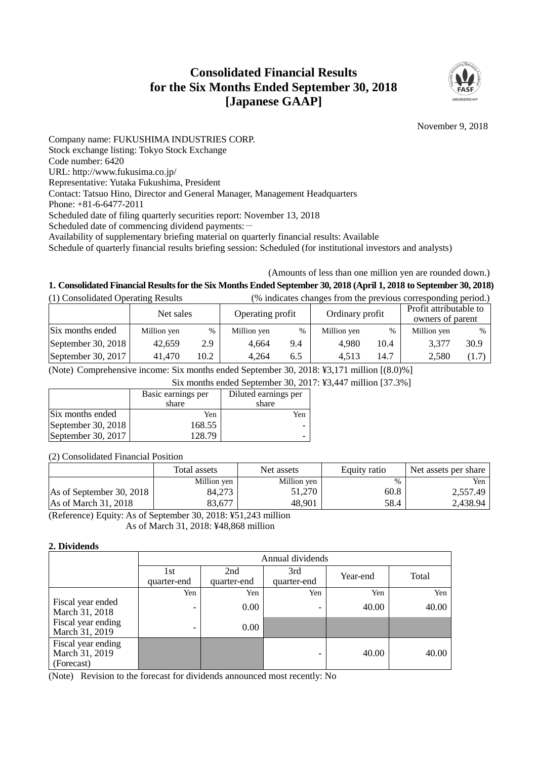# Consolidated Financial Results for the Six Months Ended September 30, 2018 [Japanese GAAP]

November 9, 2018

Company name: FUKUSHIMA INDUSTRIES CORP.
Stock exchange listing: Tokyo Stock Exchange
Code number: 6420
URL: http://www.fukusima.co.jp/
Representative: Yutaka Fukushima, President
Contact: Tatsuo Hino, Director and General Manager, Management Headquarters
Phone: +81-6-6477-2011
Scheduled date of filing quarterly securities report: November 13, 2018
Scheduled date of commencing dividend payments: －
Availability of supplementary briefing material on quarterly financial results: Available
Schedule of quarterly financial results briefing session: Scheduled (for institutional investors and analysts)

(Amounts of less than one million yen are rounded down.)

## 1. Consolidated Financial Results for the Six Months Ended September 30, 2018 (April 1, 2018 to September 30, 2018)

(1) Consolidated Operating Results (% indicates changes from the previous corresponding period.)

| | Net sales | | Operating profit | | Ordinary profit | | Profit attributable to owners of parent | |
|---|---|---|---|---|---|---|---|---|
| Six months ended | Million yen | % | Million yen | % | Million yen | % | Million yen | % |
| September 30, 2018 | 42,659 | 2.9 | 4,664 | 9.4 | 4,980 | 10.4 | 3,377 | 30.9 |
| September 30, 2017 | 41,470 | 10.2 | 4,264 | 6.5 | 4,513 | 14.7 | 2,580 | (1.7) |

(Note) Comprehensive income: Six months ended September 30, 2018: ¥3,171 million [(8.0)%]
Six months ended September 30, 2017: ¥3,447 million [37.3%]

| | Basic earnings per share | Diluted earnings per share |
|---|---|---|
| Six months ended | Yen | Yen |
| September 30, 2018 | 168.55 | - |
| September 30, 2017 | 128.79 | - |

(2) Consolidated Financial Position

| | Total assets | Net assets | Equity ratio | Net assets per share |
|---|---|---|---|---|
| | Million yen | Million yen | % | Yen |
| As of September 30, 2018 | 84,273 | 51,270 | 60.8 | 2,557.49 |
| As of March 31, 2018 | 83,677 | 48,901 | 58.4 | 2,438.94 |

(Reference) Equity: As of September 30, 2018: ¥51,243 million
As of March 31, 2018: ¥48,868 million

## 2. Dividends

| | Annual dividends | | | | |
|---|---|---|---|---|---|
| | 1st quarter-end | 2nd quarter-end | 3rd quarter-end | Year-end | Total |
| | Yen | Yen | Yen | Yen | Yen |
| Fiscal year ended March 31, 2018 | - | 0.00 | - | 40.00 | 40.00 |
| Fiscal year ending March 31, 2019 | - | 0.00 | | | |
| Fiscal year ending March 31, 2019 (Forecast) | | | - | 40.00 | 40.00 |

(Note) Revision to the forecast for dividends announced most recently: No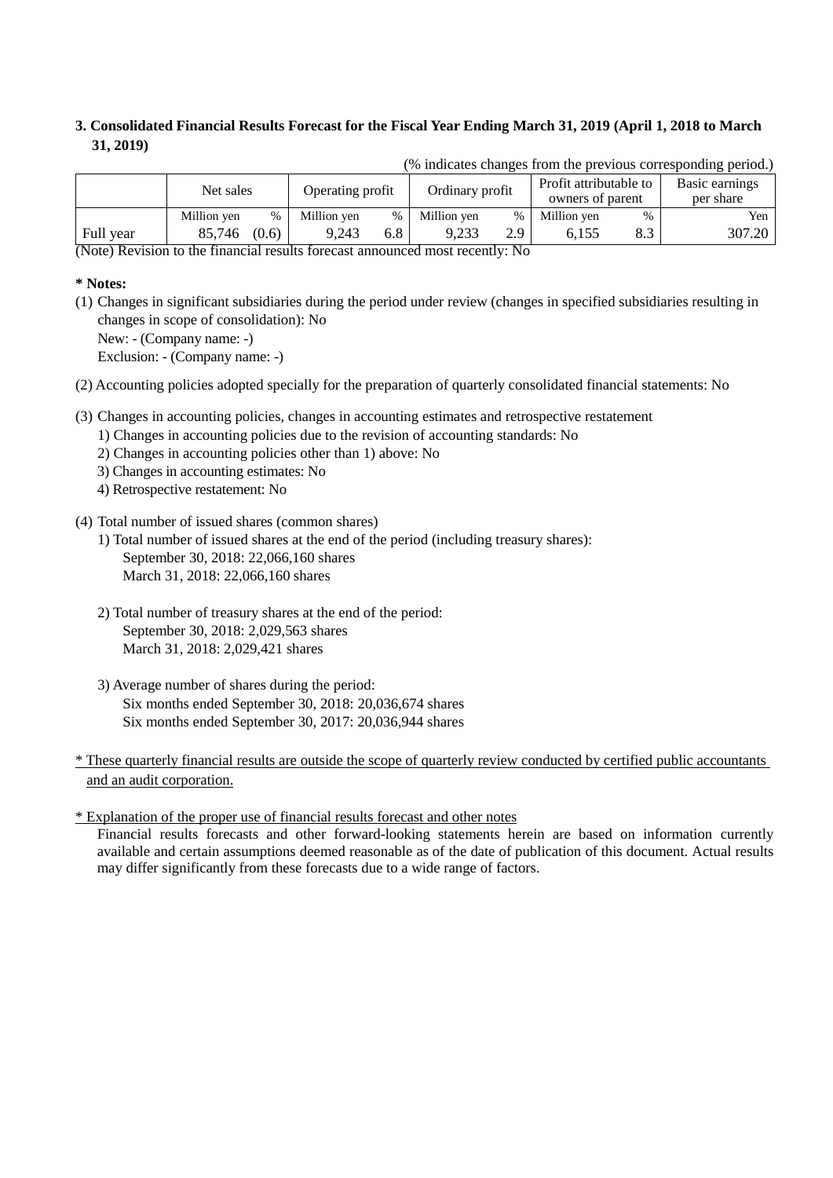### 3. Consolidated Financial Results Forecast for the Fiscal Year Ending March 31, 2019 (April 1, 2018 to March 31, 2019)

(% indicates changes from the previous corresponding period.)

| | Net sales | | Operating profit | | Ordinary profit | | Profit attributable to owners of parent | | Basic earnings per share |
|---|---|---|---|---|---|---|---|---|---|
| | Million yen | % | Million yen | % | Million yen | % | Million yen | % | Yen |
| Full year | 85,746 | (0.6) | 9,243 | 6.8 | 9,233 | 2.9 | 6,155 | 8.3 | 307.20 |

(Note) Revision to the financial results forecast announced most recently: No

**\* Notes:**

(1) Changes in significant subsidiaries during the period under review (changes in specified subsidiaries resulting in changes in scope of consolidation): No
New: - (Company name: -)
Exclusion: - (Company name: -)

(2) Accounting policies adopted specially for the preparation of quarterly consolidated financial statements: No

(3) Changes in accounting policies, changes in accounting estimates and retrospective restatement
1) Changes in accounting policies due to the revision of accounting standards: No
2) Changes in accounting policies other than 1) above: No
3) Changes in accounting estimates: No
4) Retrospective restatement: No

(4) Total number of issued shares (common shares)
1) Total number of issued shares at the end of the period (including treasury shares):
September 30, 2018: 22,066,160 shares
March 31, 2018: 22,066,160 shares

2) Total number of treasury shares at the end of the period:
September 30, 2018: 2,029,563 shares
March 31, 2018: 2,029,421 shares

3) Average number of shares during the period:
Six months ended September 30, 2018: 20,036,674 shares
Six months ended September 30, 2017: 20,036,944 shares

\* These quarterly financial results are outside the scope of quarterly review conducted by certified public accountants and an audit corporation.

\* Explanation of the proper use of financial results forecast and other notes
Financial results forecasts and other forward-looking statements herein are based on information currently available and certain assumptions deemed reasonable as of the date of publication of this document. Actual results may differ significantly from these forecasts due to a wide range of factors.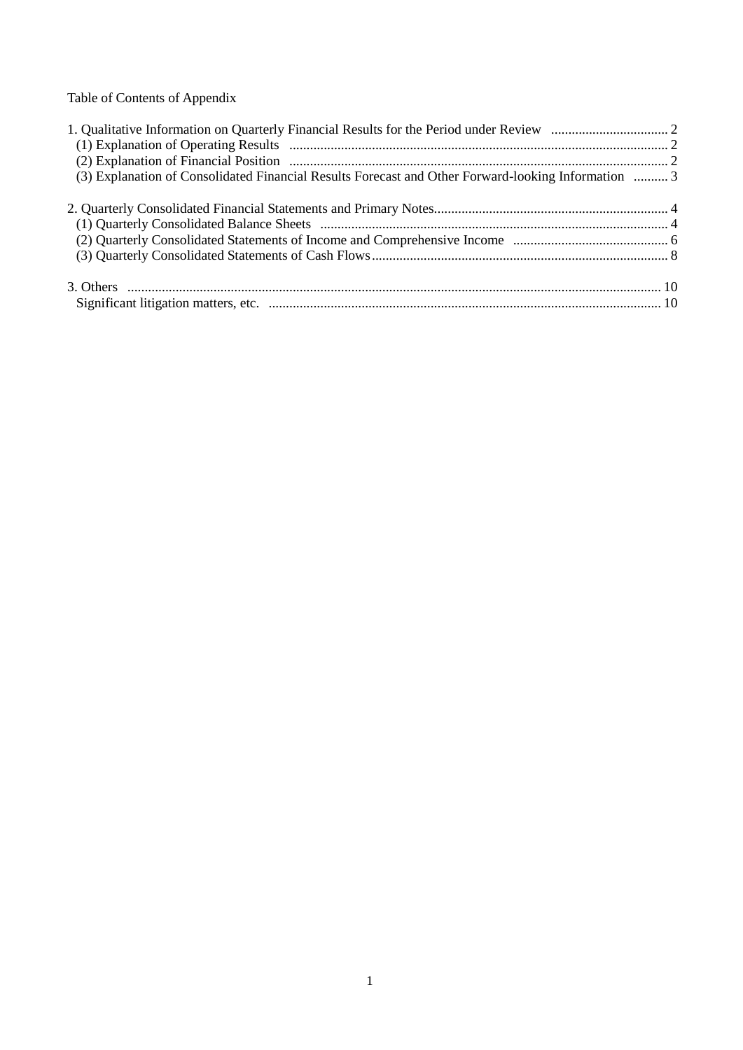Table of Contents of Appendix

1. Qualitative Information on Quarterly Financial Results for the Period under Review .................................. 2
   - (1) Explanation of Operating Results ............................................................................................................ 2
   - (2) Explanation of Financial Position ............................................................................................................ 2
   - (3) Explanation of Consolidated Financial Results Forecast and Other Forward-looking Information .......... 3

2. Quarterly Consolidated Financial Statements and Primary Notes.................................................................... 4
   - (1) Quarterly Consolidated Balance Sheets .................................................................................................... 4
   - (2) Quarterly Consolidated Statements of Income and Comprehensive Income ............................................. 6
   - (3) Quarterly Consolidated Statements of Cash Flows...................................................................................... 8

3. Others ........................................................................................................................................................... 10
   - Significant litigation matters, etc. ................................................................................................................ 10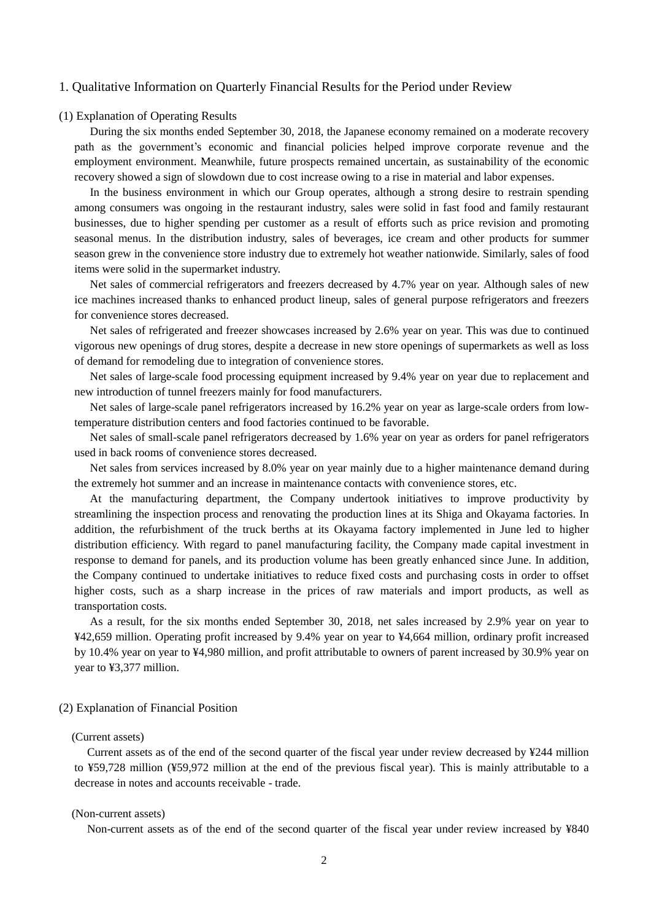## 1. Qualitative Information on Quarterly Financial Results for the Period under Review

### (1) Explanation of Operating Results

During the six months ended September 30, 2018, the Japanese economy remained on a moderate recovery path as the government's economic and financial policies helped improve corporate revenue and the employment environment. Meanwhile, future prospects remained uncertain, as sustainability of the economic recovery showed a sign of slowdown due to cost increase owing to a rise in material and labor expenses.

In the business environment in which our Group operates, although a strong desire to restrain spending among consumers was ongoing in the restaurant industry, sales were solid in fast food and family restaurant businesses, due to higher spending per customer as a result of efforts such as price revision and promoting seasonal menus. In the distribution industry, sales of beverages, ice cream and other products for summer season grew in the convenience store industry due to extremely hot weather nationwide. Similarly, sales of food items were solid in the supermarket industry.

Net sales of commercial refrigerators and freezers decreased by 4.7% year on year. Although sales of new ice machines increased thanks to enhanced product lineup, sales of general purpose refrigerators and freezers for convenience stores decreased.

Net sales of refrigerated and freezer showcases increased by 2.6% year on year. This was due to continued vigorous new openings of drug stores, despite a decrease in new store openings of supermarkets as well as loss of demand for remodeling due to integration of convenience stores.

Net sales of large-scale food processing equipment increased by 9.4% year on year due to replacement and new introduction of tunnel freezers mainly for food manufacturers.

Net sales of large-scale panel refrigerators increased by 16.2% year on year as large-scale orders from low-temperature distribution centers and food factories continued to be favorable.

Net sales of small-scale panel refrigerators decreased by 1.6% year on year as orders for panel refrigerators used in back rooms of convenience stores decreased.

Net sales from services increased by 8.0% year on year mainly due to a higher maintenance demand during the extremely hot summer and an increase in maintenance contacts with convenience stores, etc.

At the manufacturing department, the Company undertook initiatives to improve productivity by streamlining the inspection process and renovating the production lines at its Shiga and Okayama factories. In addition, the refurbishment of the truck berths at its Okayama factory implemented in June led to higher distribution efficiency. With regard to panel manufacturing facility, the Company made capital investment in response to demand for panels, and its production volume has been greatly enhanced since June. In addition, the Company continued to undertake initiatives to reduce fixed costs and purchasing costs in order to offset higher costs, such as a sharp increase in the prices of raw materials and import products, as well as transportation costs.

As a result, for the six months ended September 30, 2018, net sales increased by 2.9% year on year to ¥42,659 million. Operating profit increased by 9.4% year on year to ¥4,664 million, ordinary profit increased by 10.4% year on year to ¥4,980 million, and profit attributable to owners of parent increased by 30.9% year on year to ¥3,377 million.

### (2) Explanation of Financial Position

(Current assets)

Current assets as of the end of the second quarter of the fiscal year under review decreased by ¥244 million to ¥59,728 million (¥59,972 million at the end of the previous fiscal year). This is mainly attributable to a decrease in notes and accounts receivable - trade.

(Non-current assets)

Non-current assets as of the end of the second quarter of the fiscal year under review increased by ¥840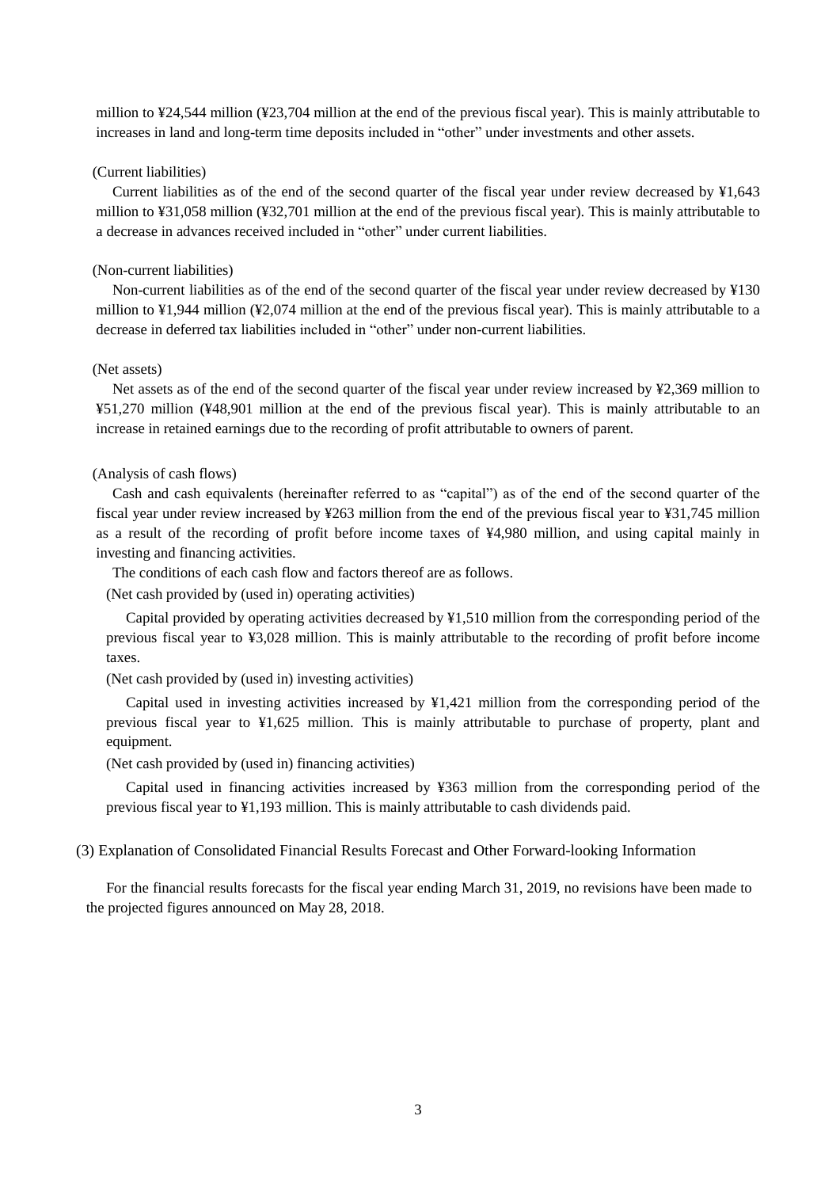million to ¥24,544 million (¥23,704 million at the end of the previous fiscal year). This is mainly attributable to increases in land and long-term time deposits included in “other” under investments and other assets.

(Current liabilities)

Current liabilities as of the end of the second quarter of the fiscal year under review decreased by ¥1,643 million to ¥31,058 million (¥32,701 million at the end of the previous fiscal year). This is mainly attributable to a decrease in advances received included in “other” under current liabilities.

(Non-current liabilities)

Non-current liabilities as of the end of the second quarter of the fiscal year under review decreased by ¥130 million to ¥1,944 million (¥2,074 million at the end of the previous fiscal year). This is mainly attributable to a decrease in deferred tax liabilities included in “other” under non-current liabilities.

(Net assets)

Net assets as of the end of the second quarter of the fiscal year under review increased by ¥2,369 million to ¥51,270 million (¥48,901 million at the end of the previous fiscal year). This is mainly attributable to an increase in retained earnings due to the recording of profit attributable to owners of parent.

(Analysis of cash flows)

Cash and cash equivalents (hereinafter referred to as “capital”) as of the end of the second quarter of the fiscal year under review increased by ¥263 million from the end of the previous fiscal year to ¥31,745 million as a result of the recording of profit before income taxes of ¥4,980 million, and using capital mainly in investing and financing activities.

The conditions of each cash flow and factors thereof are as follows.

(Net cash provided by (used in) operating activities)

Capital provided by operating activities decreased by ¥1,510 million from the corresponding period of the previous fiscal year to ¥3,028 million. This is mainly attributable to the recording of profit before income taxes.

(Net cash provided by (used in) investing activities)

Capital used in investing activities increased by ¥1,421 million from the corresponding period of the previous fiscal year to ¥1,625 million. This is mainly attributable to purchase of property, plant and equipment.

(Net cash provided by (used in) financing activities)

Capital used in financing activities increased by ¥363 million from the corresponding period of the previous fiscal year to ¥1,193 million. This is mainly attributable to cash dividends paid.

### (3) Explanation of Consolidated Financial Results Forecast and Other Forward-looking Information

For the financial results forecasts for the fiscal year ending March 31, 2019, no revisions have been made to the projected figures announced on May 28, 2018.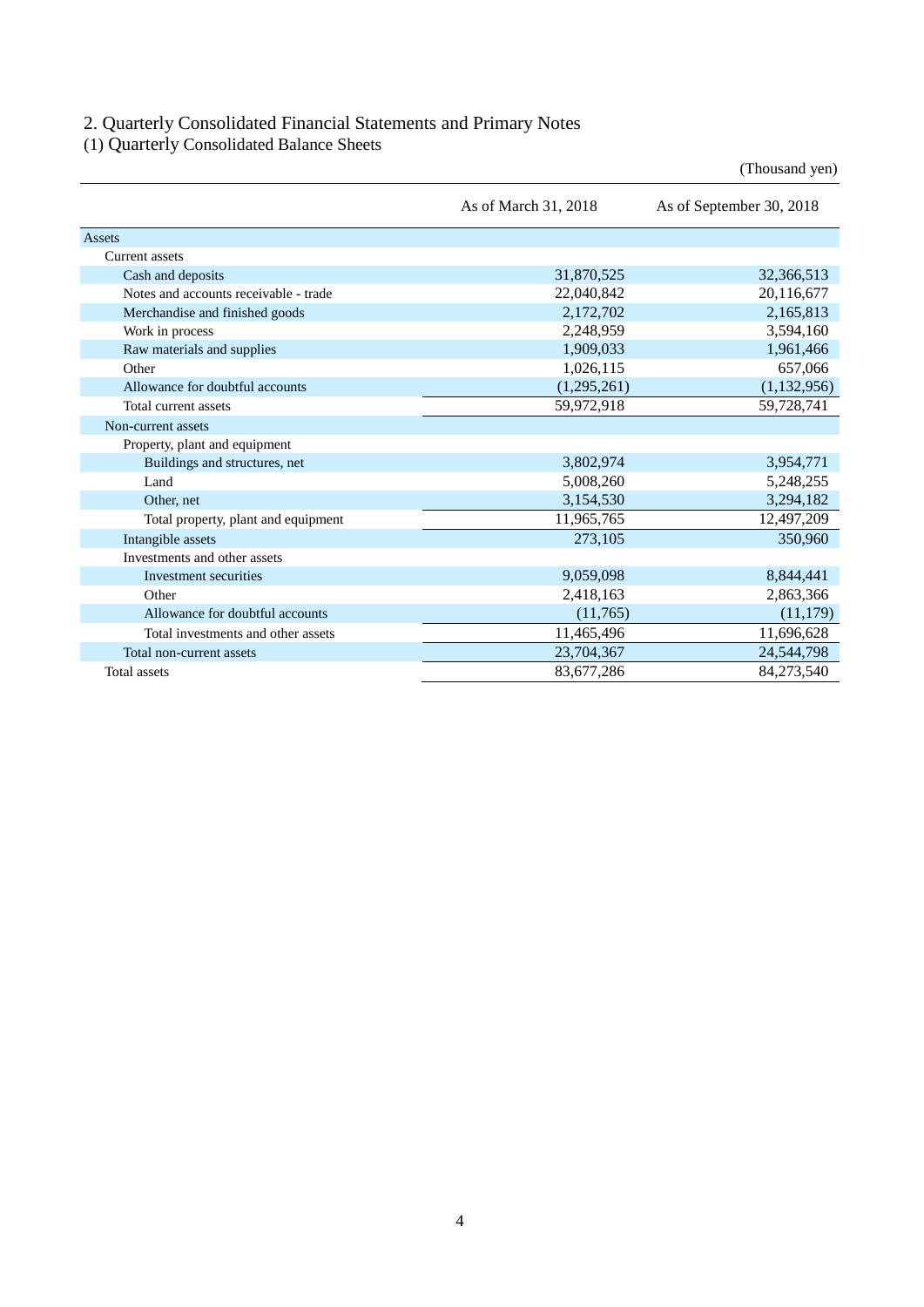## 2. Quarterly Consolidated Financial Statements and Primary Notes

### (1) Quarterly Consolidated Balance Sheets

(Thousand yen)

| | As of March 31, 2018 | As of September 30, 2018 |
|---|---|---|
| Assets | | |
| Current assets | | |
| Cash and deposits | 31,870,525 | 32,366,513 |
| Notes and accounts receivable - trade | 22,040,842 | 20,116,677 |
| Merchandise and finished goods | 2,172,702 | 2,165,813 |
| Work in process | 2,248,959 | 3,594,160 |
| Raw materials and supplies | 1,909,033 | 1,961,466 |
| Other | 1,026,115 | 657,066 |
| Allowance for doubtful accounts | (1,295,261) | (1,132,956) |
| Total current assets | 59,972,918 | 59,728,741 |
| Non-current assets | | |
| Property, plant and equipment | | |
| Buildings and structures, net | 3,802,974 | 3,954,771 |
| Land | 5,008,260 | 5,248,255 |
| Other, net | 3,154,530 | 3,294,182 |
| Total property, plant and equipment | 11,965,765 | 12,497,209 |
| Intangible assets | 273,105 | 350,960 |
| Investments and other assets | | |
| Investment securities | 9,059,098 | 8,844,441 |
| Other | 2,418,163 | 2,863,366 |
| Allowance for doubtful accounts | (11,765) | (11,179) |
| Total investments and other assets | 11,465,496 | 11,696,628 |
| Total non-current assets | 23,704,367 | 24,544,798 |
| Total assets | 83,677,286 | 84,273,540 |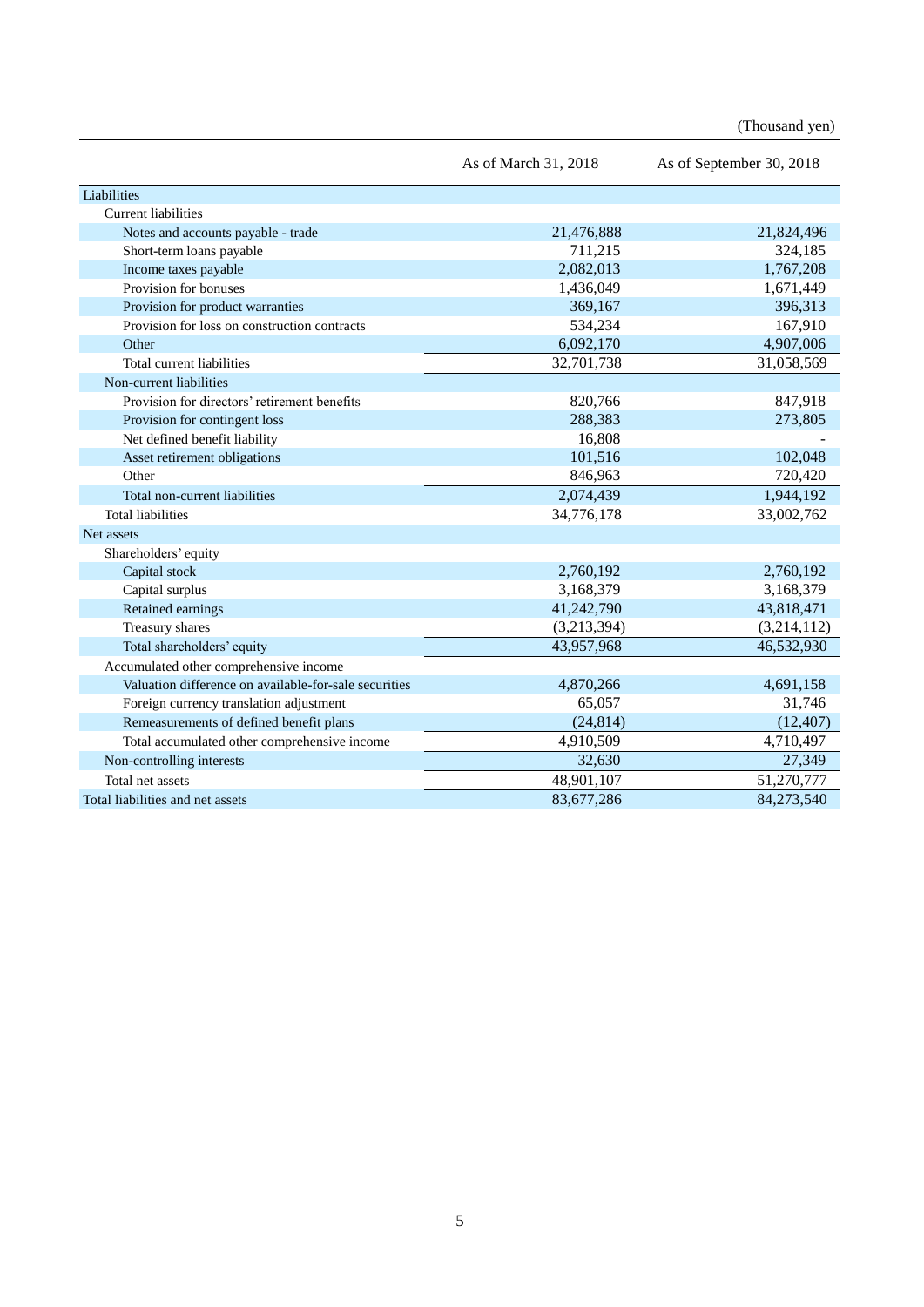(Thousand yen)

| | As of March 31, 2018 | As of September 30, 2018 |
|---|---|---|
| Liabilities | | |
| Current liabilities | | |
| Notes and accounts payable - trade | 21,476,888 | 21,824,496 |
| Short-term loans payable | 711,215 | 324,185 |
| Income taxes payable | 2,082,013 | 1,767,208 |
| Provision for bonuses | 1,436,049 | 1,671,449 |
| Provision for product warranties | 369,167 | 396,313 |
| Provision for loss on construction contracts | 534,234 | 167,910 |
| Other | 6,092,170 | 4,907,006 |
| Total current liabilities | 32,701,738 | 31,058,569 |
| Non-current liabilities | | |
| Provision for directors' retirement benefits | 820,766 | 847,918 |
| Provision for contingent loss | 288,383 | 273,805 |
| Net defined benefit liability | 16,808 | - |
| Asset retirement obligations | 101,516 | 102,048 |
| Other | 846,963 | 720,420 |
| Total non-current liabilities | 2,074,439 | 1,944,192 |
| Total liabilities | 34,776,178 | 33,002,762 |
| Net assets | | |
| Shareholders' equity | | |
| Capital stock | 2,760,192 | 2,760,192 |
| Capital surplus | 3,168,379 | 3,168,379 |
| Retained earnings | 41,242,790 | 43,818,471 |
| Treasury shares | (3,213,394) | (3,214,112) |
| Total shareholders' equity | 43,957,968 | 46,532,930 |
| Accumulated other comprehensive income | | |
| Valuation difference on available-for-sale securities | 4,870,266 | 4,691,158 |
| Foreign currency translation adjustment | 65,057 | 31,746 |
| Remeasurements of defined benefit plans | (24,814) | (12,407) |
| Total accumulated other comprehensive income | 4,910,509 | 4,710,497 |
| Non-controlling interests | 32,630 | 27,349 |
| Total net assets | 48,901,107 | 51,270,777 |
| Total liabilities and net assets | 83,677,286 | 84,273,540 |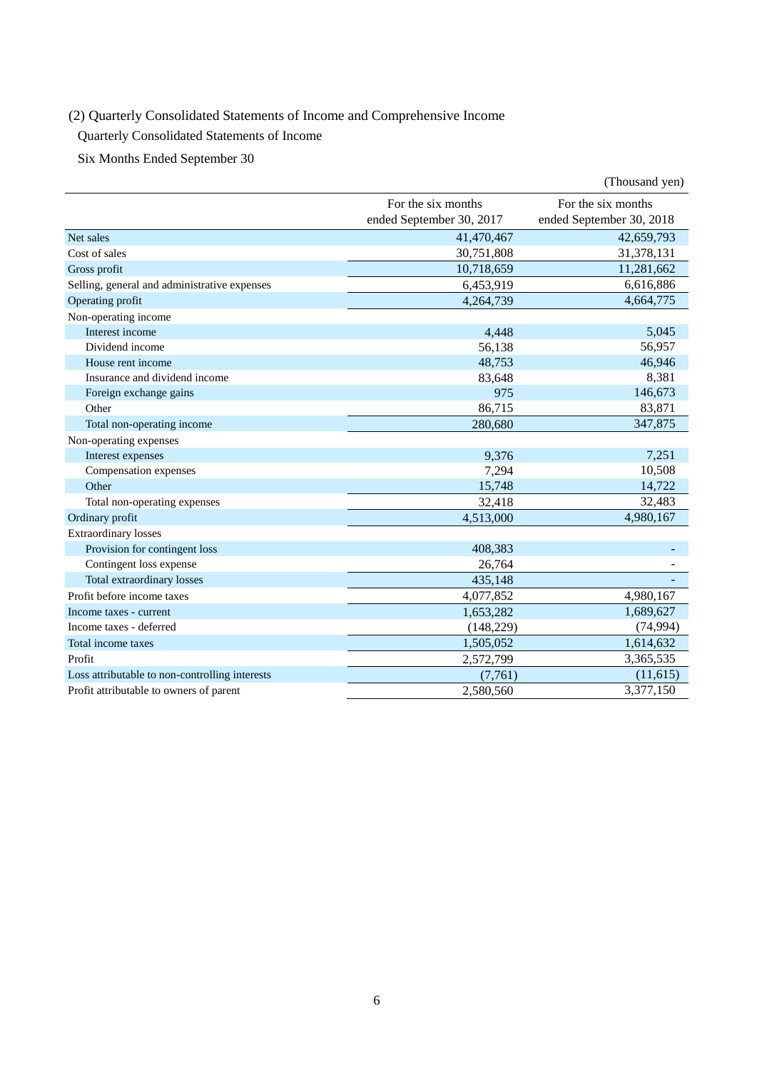## (2) Quarterly Consolidated Statements of Income and Comprehensive Income

### Quarterly Consolidated Statements of Income

### Six Months Ended September 30

(Thousand yen)

| | For the six months ended September 30, 2017 | For the six months ended September 30, 2018 |
|---|---|---|
| Net sales | 41,470,467 | 42,659,793 |
| Cost of sales | 30,751,808 | 31,378,131 |
| Gross profit | 10,718,659 | 11,281,662 |
| Selling, general and administrative expenses | 6,453,919 | 6,616,886 |
| Operating profit | 4,264,739 | 4,664,775 |
| Non-operating income | | |
| Interest income | 4,448 | 5,045 |
| Dividend income | 56,138 | 56,957 |
| House rent income | 48,753 | 46,946 |
| Insurance and dividend income | 83,648 | 8,381 |
| Foreign exchange gains | 975 | 146,673 |
| Other | 86,715 | 83,871 |
| Total non-operating income | 280,680 | 347,875 |
| Non-operating expenses | | |
| Interest expenses | 9,376 | 7,251 |
| Compensation expenses | 7,294 | 10,508 |
| Other | 15,748 | 14,722 |
| Total non-operating expenses | 32,418 | 32,483 |
| Ordinary profit | 4,513,000 | 4,980,167 |
| Extraordinary losses | | |
| Provision for contingent loss | 408,383 | - |
| Contingent loss expense | 26,764 | - |
| Total extraordinary losses | 435,148 | - |
| Profit before income taxes | 4,077,852 | 4,980,167 |
| Income taxes - current | 1,653,282 | 1,689,627 |
| Income taxes - deferred | (148,229) | (74,994) |
| Total income taxes | 1,505,052 | 1,614,632 |
| Profit | 2,572,799 | 3,365,535 |
| Loss attributable to non-controlling interests | (7,761) | (11,615) |
| Profit attributable to owners of parent | 2,580,560 | 3,377,150 |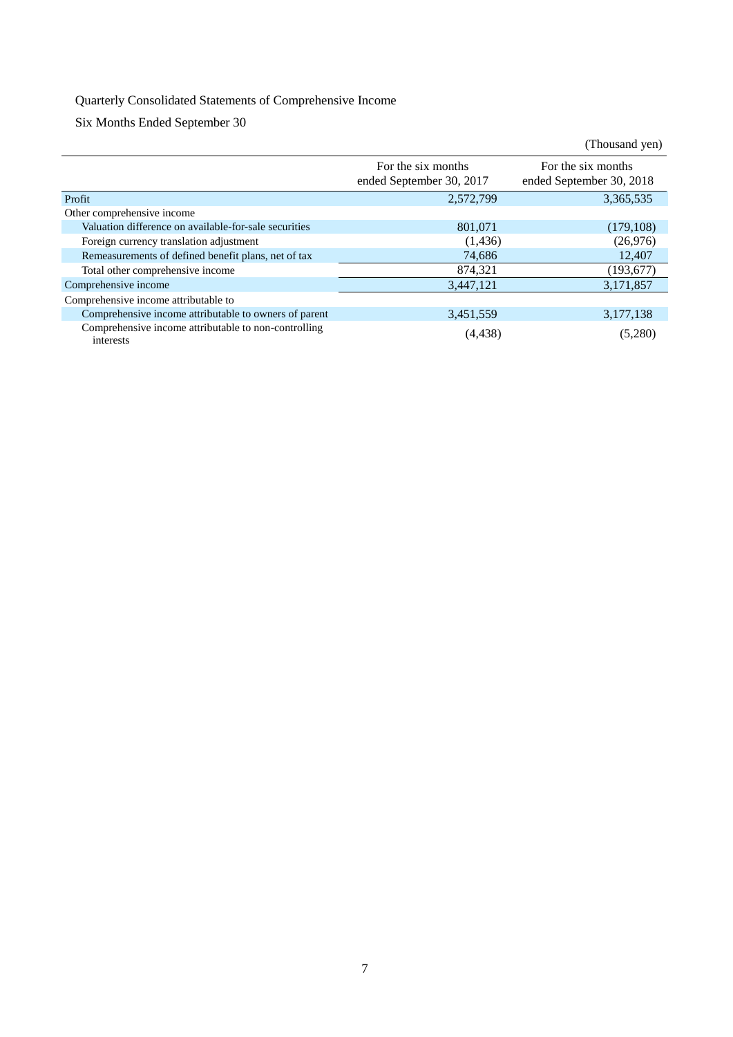Quarterly Consolidated Statements of Comprehensive Income

Six Months Ended September 30

(Thousand yen)

| | For the six months ended September 30, 2017 | For the six months ended September 30, 2018 |
|---|---|---|
| Profit | 2,572,799 | 3,365,535 |
| Other comprehensive income | | |
| Valuation difference on available-for-sale securities | 801,071 | (179,108) |
| Foreign currency translation adjustment | (1,436) | (26,976) |
| Remeasurements of defined benefit plans, net of tax | 74,686 | 12,407 |
| Total other comprehensive income | 874,321 | (193,677) |
| Comprehensive income | 3,447,121 | 3,171,857 |
| Comprehensive income attributable to | | |
| Comprehensive income attributable to owners of parent | 3,451,559 | 3,177,138 |
| Comprehensive income attributable to non-controlling interests | (4,438) | (5,280) |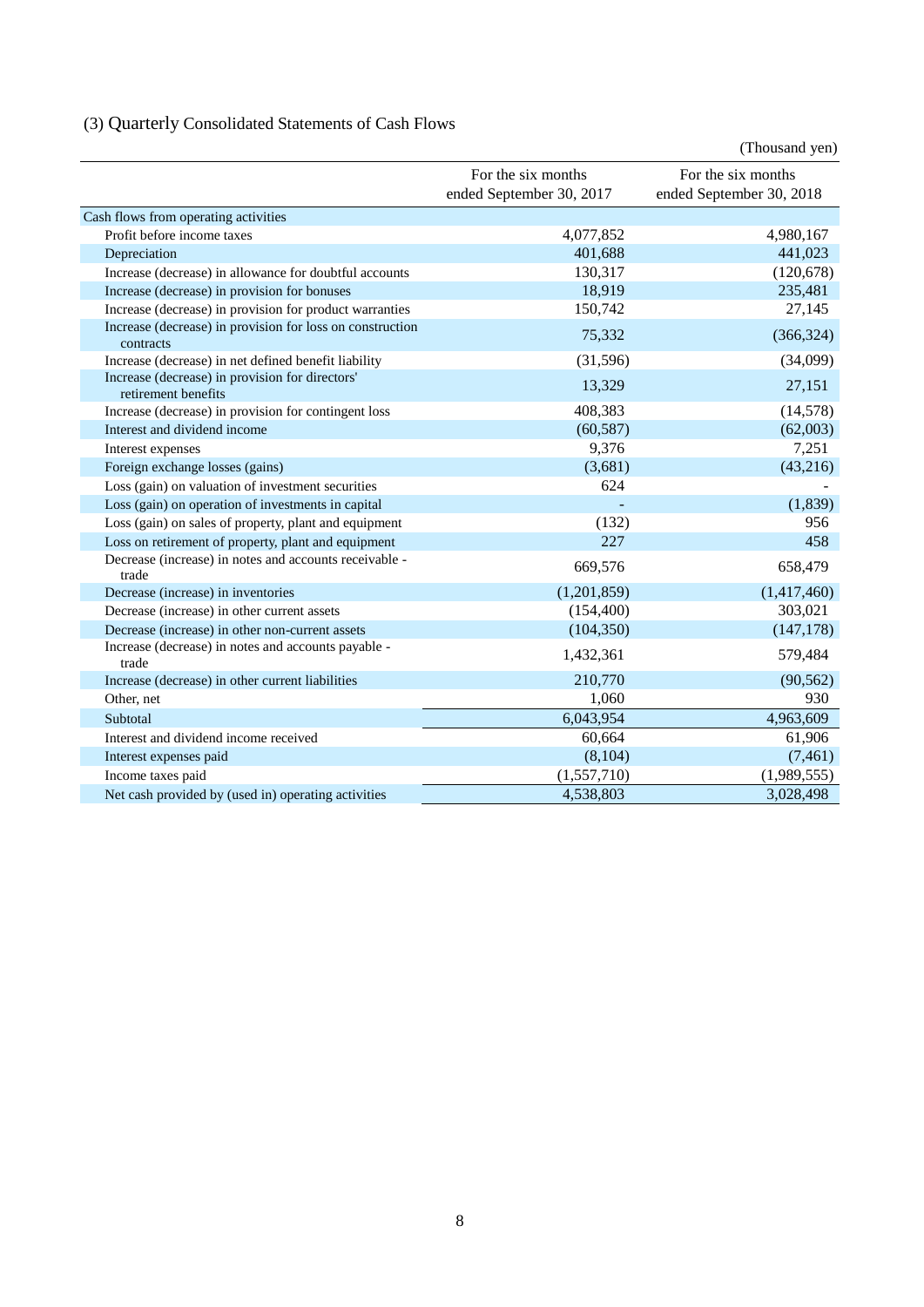### (3) Quarterly Consolidated Statements of Cash Flows

(Thousand yen)

| | For the six months ended September 30, 2017 | For the six months ended September 30, 2018 |
|---|---|---|
| Cash flows from operating activities | | |
| Profit before income taxes | 4,077,852 | 4,980,167 |
| Depreciation | 401,688 | 441,023 |
| Increase (decrease) in allowance for doubtful accounts | 130,317 | (120,678) |
| Increase (decrease) in provision for bonuses | 18,919 | 235,481 |
| Increase (decrease) in provision for product warranties | 150,742 | 27,145 |
| Increase (decrease) in provision for loss on construction contracts | 75,332 | (366,324) |
| Increase (decrease) in net defined benefit liability | (31,596) | (34,099) |
| Increase (decrease) in provision for directors' retirement benefits | 13,329 | 27,151 |
| Increase (decrease) in provision for contingent loss | 408,383 | (14,578) |
| Interest and dividend income | (60,587) | (62,003) |
| Interest expenses | 9,376 | 7,251 |
| Foreign exchange losses (gains) | (3,681) | (43,216) |
| Loss (gain) on valuation of investment securities | 624 | - |
| Loss (gain) on operation of investments in capital | - | (1,839) |
| Loss (gain) on sales of property, plant and equipment | (132) | 956 |
| Loss on retirement of property, plant and equipment | 227 | 458 |
| Decrease (increase) in notes and accounts receivable - trade | 669,576 | 658,479 |
| Decrease (increase) in inventories | (1,201,859) | (1,417,460) |
| Decrease (increase) in other current assets | (154,400) | 303,021 |
| Decrease (increase) in other non-current assets | (104,350) | (147,178) |
| Increase (decrease) in notes and accounts payable - trade | 1,432,361 | 579,484 |
| Increase (decrease) in other current liabilities | 210,770 | (90,562) |
| Other, net | 1,060 | 930 |
| Subtotal | 6,043,954 | 4,963,609 |
| Interest and dividend income received | 60,664 | 61,906 |
| Interest expenses paid | (8,104) | (7,461) |
| Income taxes paid | (1,557,710) | (1,989,555) |
| Net cash provided by (used in) operating activities | 4,538,803 | 3,028,498 |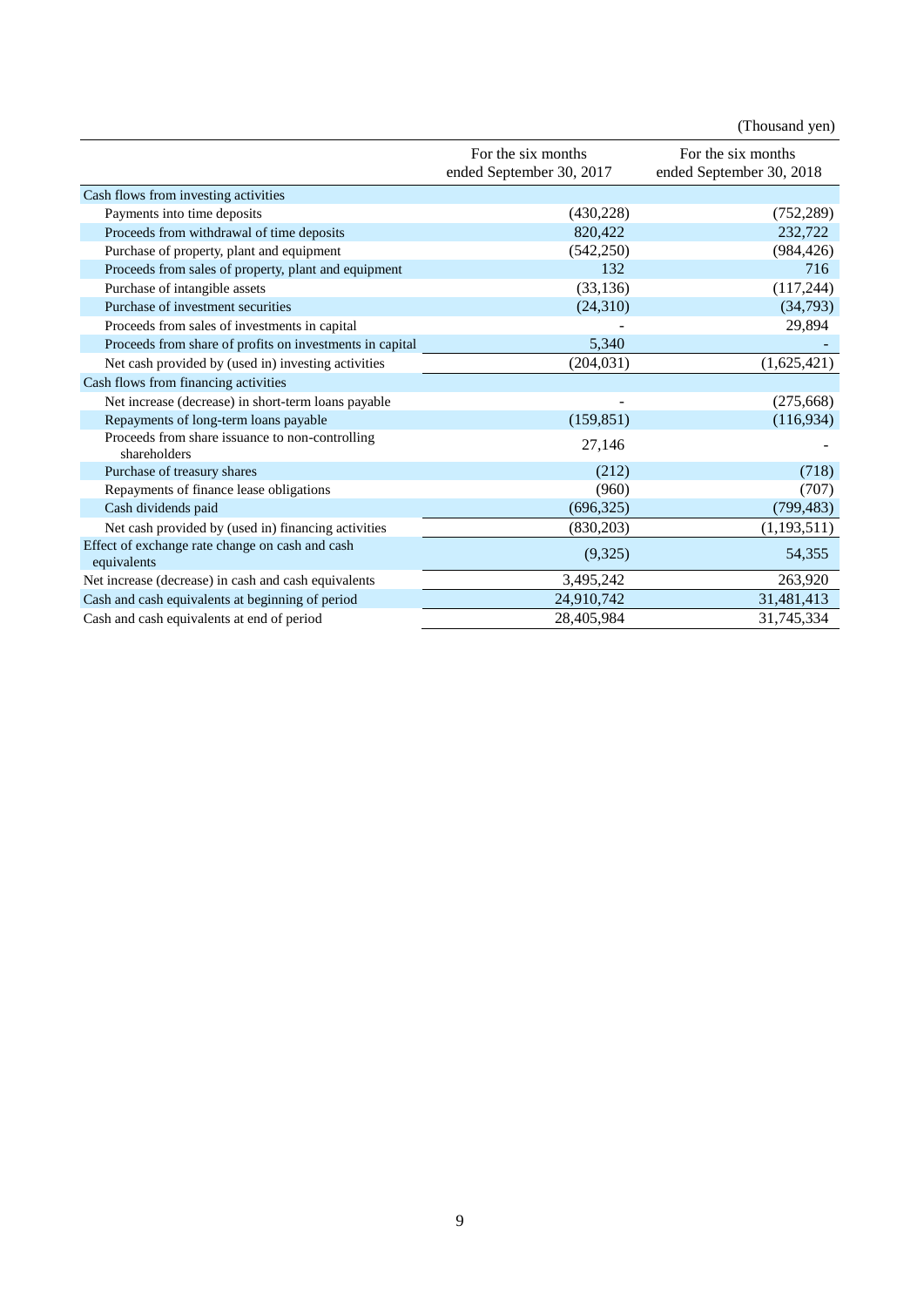(Thousand yen)

| | For the six months ended September 30, 2017 | For the six months ended September 30, 2018 |
|---|---|---|
| Cash flows from investing activities | | |
| Payments into time deposits | (430,228) | (752,289) |
| Proceeds from withdrawal of time deposits | 820,422 | 232,722 |
| Purchase of property, plant and equipment | (542,250) | (984,426) |
| Proceeds from sales of property, plant and equipment | 132 | 716 |
| Purchase of intangible assets | (33,136) | (117,244) |
| Purchase of investment securities | (24,310) | (34,793) |
| Proceeds from sales of investments in capital | - | 29,894 |
| Proceeds from share of profits on investments in capital | 5,340 | - |
| Net cash provided by (used in) investing activities | (204,031) | (1,625,421) |
| Cash flows from financing activities | | |
| Net increase (decrease) in short-term loans payable | - | (275,668) |
| Repayments of long-term loans payable | (159,851) | (116,934) |
| Proceeds from share issuance to non-controlling shareholders | 27,146 | - |
| Purchase of treasury shares | (212) | (718) |
| Repayments of finance lease obligations | (960) | (707) |
| Cash dividends paid | (696,325) | (799,483) |
| Net cash provided by (used in) financing activities | (830,203) | (1,193,511) |
| Effect of exchange rate change on cash and cash equivalents | (9,325) | 54,355 |
| Net increase (decrease) in cash and cash equivalents | 3,495,242 | 263,920 |
| Cash and cash equivalents at beginning of period | 24,910,742 | 31,481,413 |
| Cash and cash equivalents at end of period | 28,405,984 | 31,745,334 |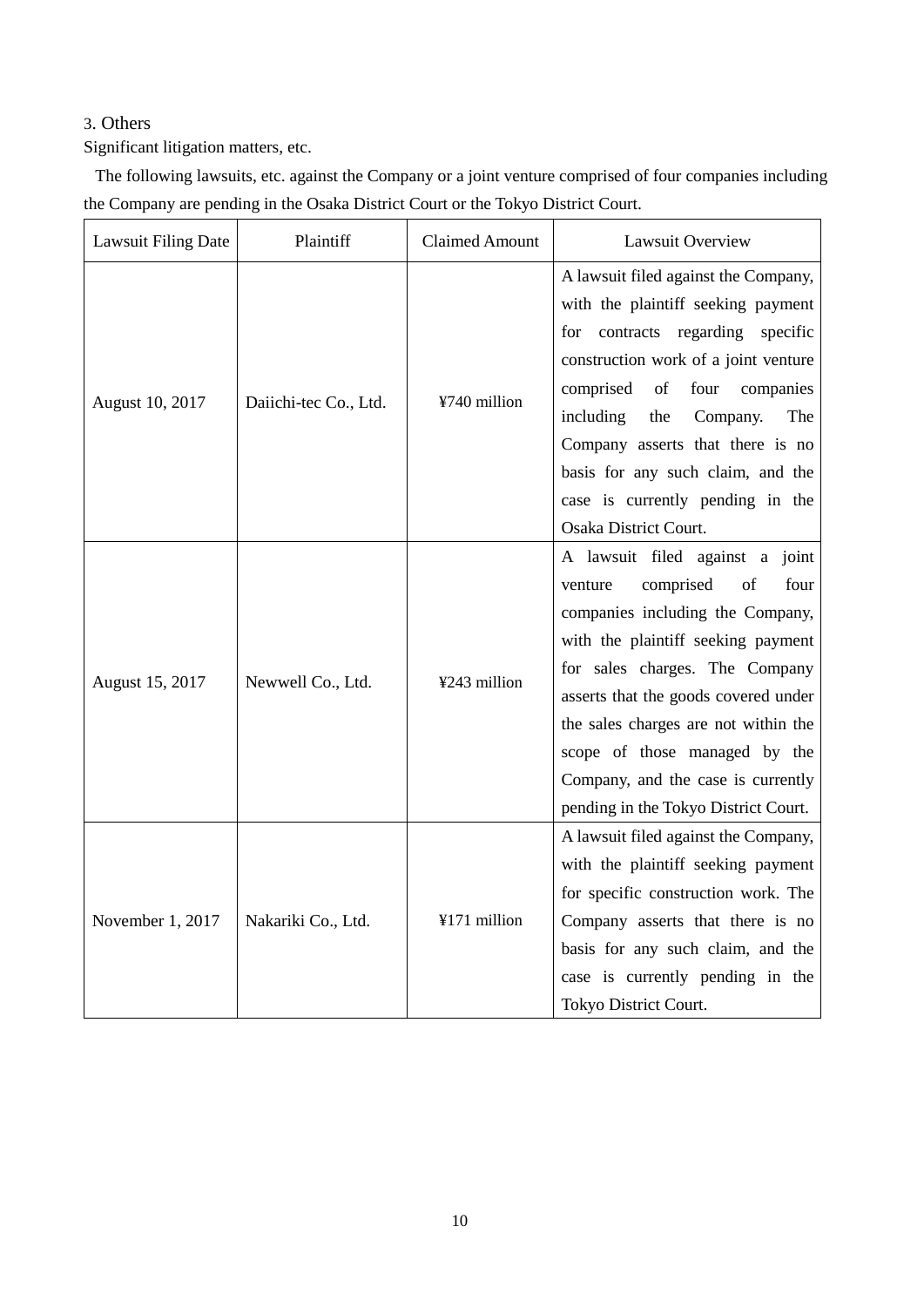## 3. Others

Significant litigation matters, etc.

The following lawsuits, etc. against the Company or a joint venture comprised of four companies including the Company are pending in the Osaka District Court or the Tokyo District Court.

| Lawsuit Filing Date | Plaintiff | Claimed Amount | Lawsuit Overview |
|---|---|---|---|
| August 10, 2017 | Daiichi-tec Co., Ltd. | ¥740 million | A lawsuit filed against the Company, with the plaintiff seeking payment for contracts regarding specific construction work of a joint venture comprised of four companies including the Company. The Company asserts that there is no basis for any such claim, and the case is currently pending in the Osaka District Court. |
| August 15, 2017 | Newwell Co., Ltd. | ¥243 million | A lawsuit filed against a joint venture comprised of four companies including the Company, with the plaintiff seeking payment for sales charges. The Company asserts that the goods covered under the sales charges are not within the scope of those managed by the Company, and the case is currently pending in the Tokyo District Court. |
| November 1, 2017 | Nakariki Co., Ltd. | ¥171 million | A lawsuit filed against the Company, with the plaintiff seeking payment for specific construction work. The Company asserts that there is no basis for any such claim, and the case is currently pending in the Tokyo District Court. |